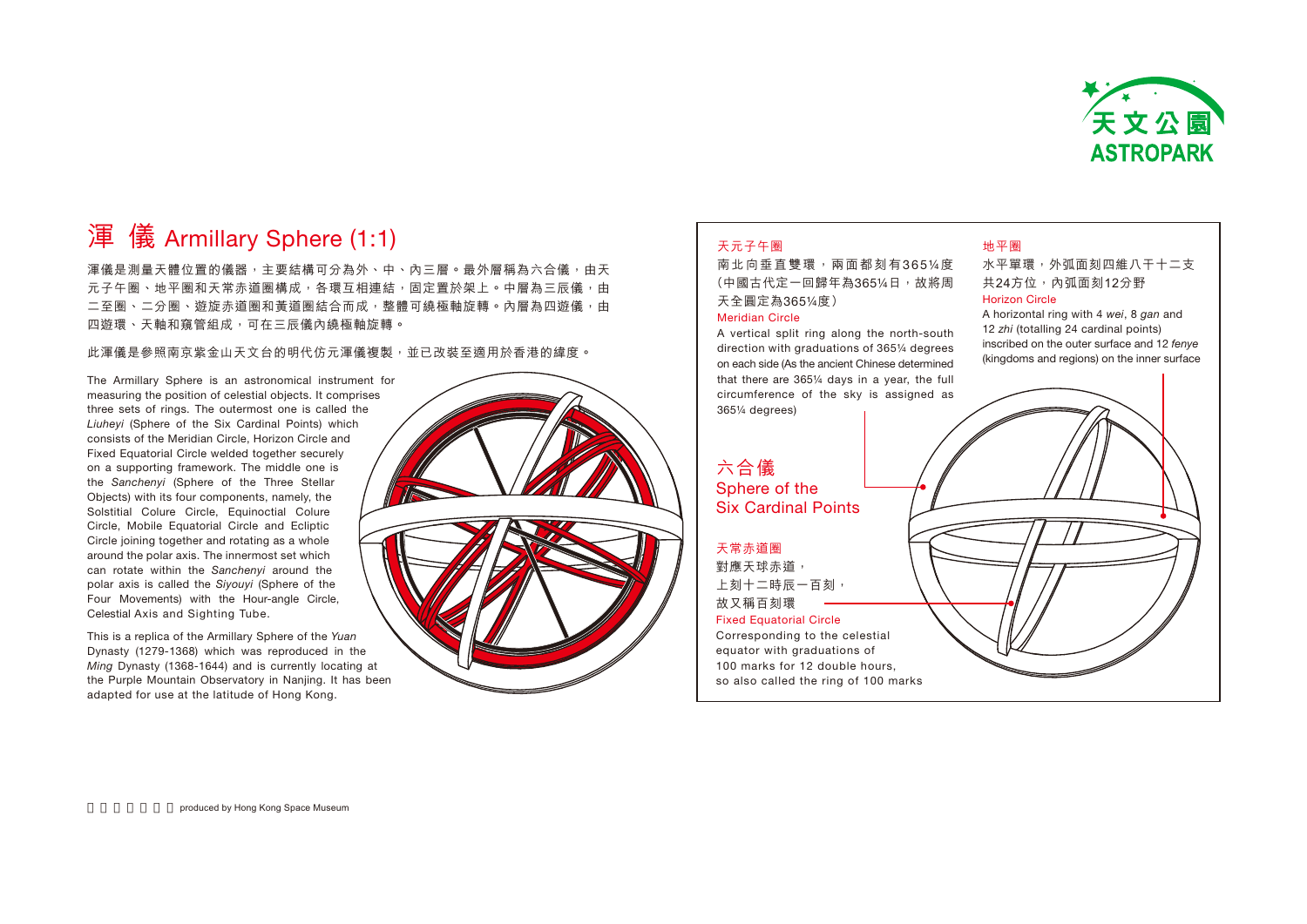# 渾 儀 Armillary Sphere (1:1)

渾儀是測量天體位置的儀器，主要結構可分為外、中、內三層。最外層稱為六合儀，由天元子午圈、地平圈和天常赤道圈構成，各環互相連結，固定置於架上。中層為三辰儀，由二至圈、二分圈、遊旋赤道圈和黃道圈結合而成，整體可繞極軸旋轉。內層為四遊儀，由四遊環、天軸和窺管組成，可在三辰儀內繞極軸旋轉。

此渾儀是參照南京紫金山天文台的明代仿元渾儀複製，並已改裝至適用於香港的緯度。

The Armillary Sphere is an astronomical instrument for measuring the position of celestial objects. It comprises three sets of rings. The outermost one is called the *Liuheyi* (Sphere of the Six Cardinal Points) which consists of the Meridian Circle, Horizon Circle and Fixed Equatorial Circle welded together securely on a supporting framework. The middle one is the *Sanchenyi* (Sphere of the Three Stellar Objects) with its four components, namely, the Solstitial Colure Circle, Equinoctial Colure Circle, Mobile Equatorial Circle and Ecliptic Circle joining together and rotating as a whole around the polar axis. The innermost set which can rotate within the *Sanchenyi* around the polar axis is called the *Siyouyi* (Sphere of the Four Movements) with the Hour-angle Circle, Celestial Axis and Sighting Tube.

This is a replica of the Armillary Sphere of the *Yuan* Dynasty (1279-1368) which was reproduced in the *Ming* Dynasty (1368-1644) and is currently locating at the Purple Mountain Observatory in Nanjing. It has been adapted for use at the latitude of Hong Kong.

## 六合儀
## Sphere of the Six Cardinal Points

**天元子午圈**

南北向垂直雙環，兩面都刻有365¼度（中國古代定一回歸年為365¼日，故將周天全圓定為365¼度）

**Meridian Circle**

A vertical split ring along the north-south direction with graduations of 365¼ degrees on each side (As the ancient Chinese determined that there are 365¼ days in a year, the full circumference of the sky is assigned as 365¼ degrees)

**地平圈**

水平單環，外弧面刻四維八干十二支共24方位，內弧面刻12分野

**Horizon Circle**

A horizontal ring with 4 *wei*, 8 *gan* and 12 *zhi* (totalling 24 cardinal points) inscribed on the outer surface and 12 *fenye* (kingdoms and regions) on the inner surface

**天常赤道圈**

對應天球赤道，
上刻十二時辰一百刻，
故又稱百刻環

**Fixed Equatorial Circle**

Corresponding to the celestial equator with graduations of 100 marks for 12 double hours, so also called the ring of 100 marks

produced by Hong Kong Space Museum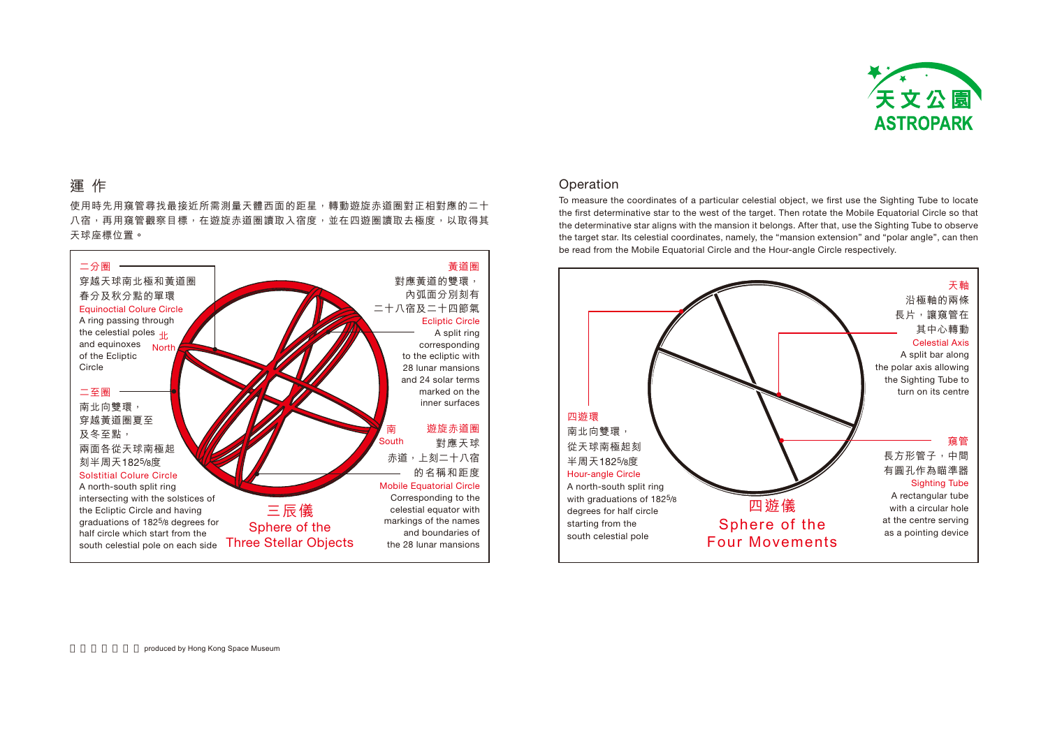天文公園
ASTROPARK

## 運 作

使用時先用窺管尋找最接近所需測量天體西面的距星，轉動遊旋赤道圈對正相對應的二十八宿，再用窺管觀察目標，在遊旋赤道圈讀取入宿度，並在四遊圈讀取去極度，以取得其天球座標位置。

二分圈
穿越天球南北極和黃道圈春分及秋分點的單環
Equinoctial Colure Circle
A ring passing through the celestial poles and equinoxes of the Ecliptic Circle

北
North

二至圈
南北向雙環，穿越黃道圈夏至及冬至點，兩面各從天球南極起刻半周天182⁵⁄₈度
Solstitial Colure Circle
A north-south split ring intersecting with the solstices of the Ecliptic Circle and having graduations of 182⁵⁄₈ degrees for half circle which start from the south celestial pole on each side

黃道圈
對應黃道的雙環，內弧面分別刻有二十八宿及二十四節氣
Ecliptic Circle
A split ring corresponding to the ecliptic with 28 lunar mansions and 24 solar terms marked on the inner surfaces

南
South

遊旋赤道圈
對應天球赤道，上刻二十八宿的名稱和距度
Mobile Equatorial Circle
Corresponding to the celestial equator with markings of the names and boundaries of the 28 lunar mansions

三辰儀
Sphere of the Three Stellar Objects

## Operation

To measure the coordinates of a particular celestial object, we first use the Sighting Tube to locate the first determinative star to the west of the target. Then rotate the Mobile Equatorial Circle so that the determinative star aligns with the mansion it belongs. After that, use the Sighting Tube to observe the target star. Its celestial coordinates, namely, the "mansion extension" and "polar angle", can then be read from the Mobile Equatorial Circle and the Hour-angle Circle respectively.

天軸
沿極軸的兩條長片，讓窺管在其中心轉動
Celestial Axis
A split bar along the polar axis allowing the Sighting Tube to turn on its centre

四遊環
南北向雙環，從天球南極起刻半周天182⁵⁄₈度
Hour-angle Circle
A north-south split ring with graduations of 182⁵⁄₈ degrees for half circle starting from the south celestial pole

窺管
長方形管子，中間有圓孔作為瞄準器
Sighting Tube
A rectangular tube with a circular hole at the centre serving as a pointing device

四遊儀
Sphere of the Four Movements

produced by Hong Kong Space Museum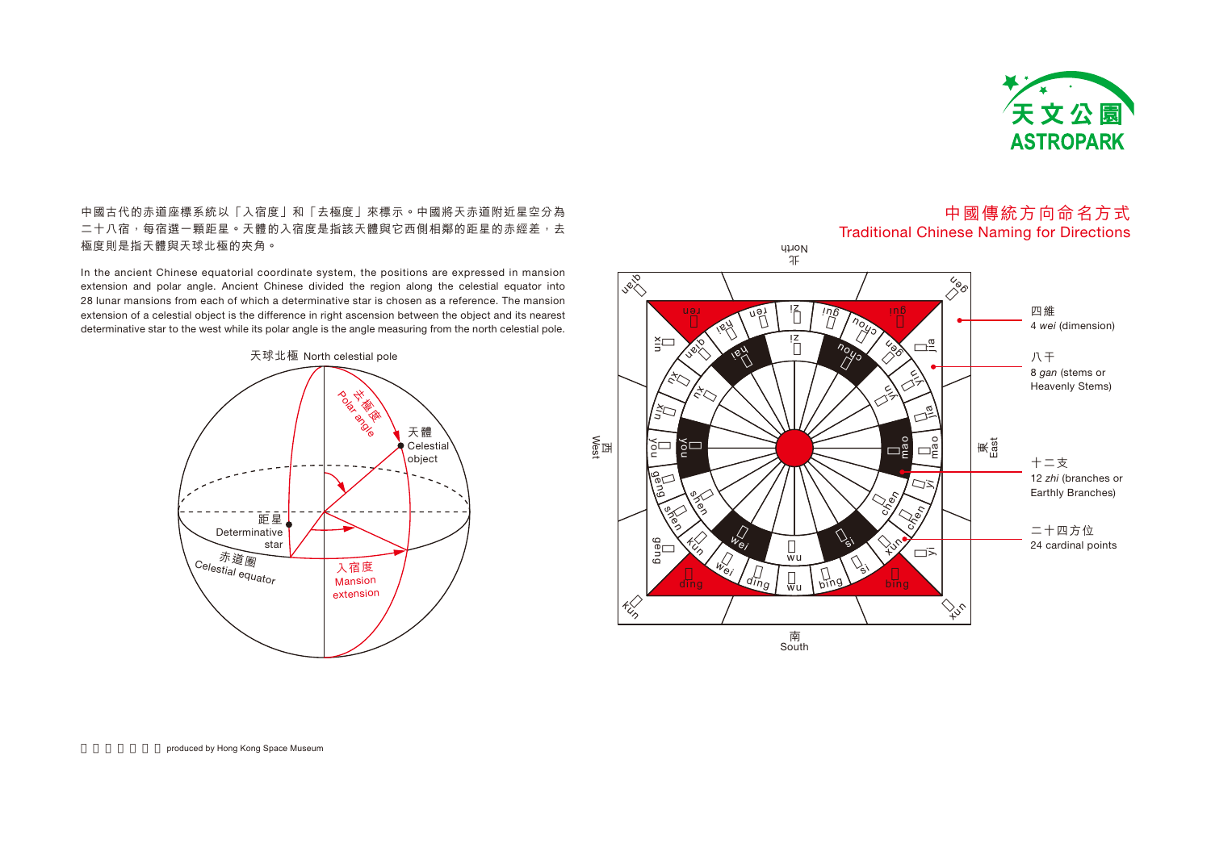中國古代的赤道座標系統以「入宿度」和「去極度」來標示。中國將天赤道附近星空分為二十八宿，每宿選一顆距星。天體的入宿度是指該天體與它西側相鄰的距星的赤經差，去極度則是指天體與天球北極的夾角。

In the ancient Chinese equatorial coordinate system, the positions are expressed in mansion extension and polar angle. Ancient Chinese divided the region along the celestial equator into 28 lunar mansions from each of which a determinative star is chosen as a reference. The mansion extension of a celestial object is the difference in right ascension between the object and its nearest determinative star to the west while its polar angle is the angle measuring from the north celestial pole.

天球北極 North celestial pole

去極度 Polar angle

天體 Celestial object

距星 Determinative star

赤道圈 Celestial equator

入宿度 Mansion extension

## 中國傳統方向命名方式
## Traditional Chinese Naming for Directions

北 North

南 South

東 East

西 West

四維
4 *wei* (dimension)

八干
8 *gan* (stems or Heavenly Stems)

十二支
12 *zhi* (branches or Earthly Branches)

二十四方位
24 cardinal points

produced by Hong Kong Space Museum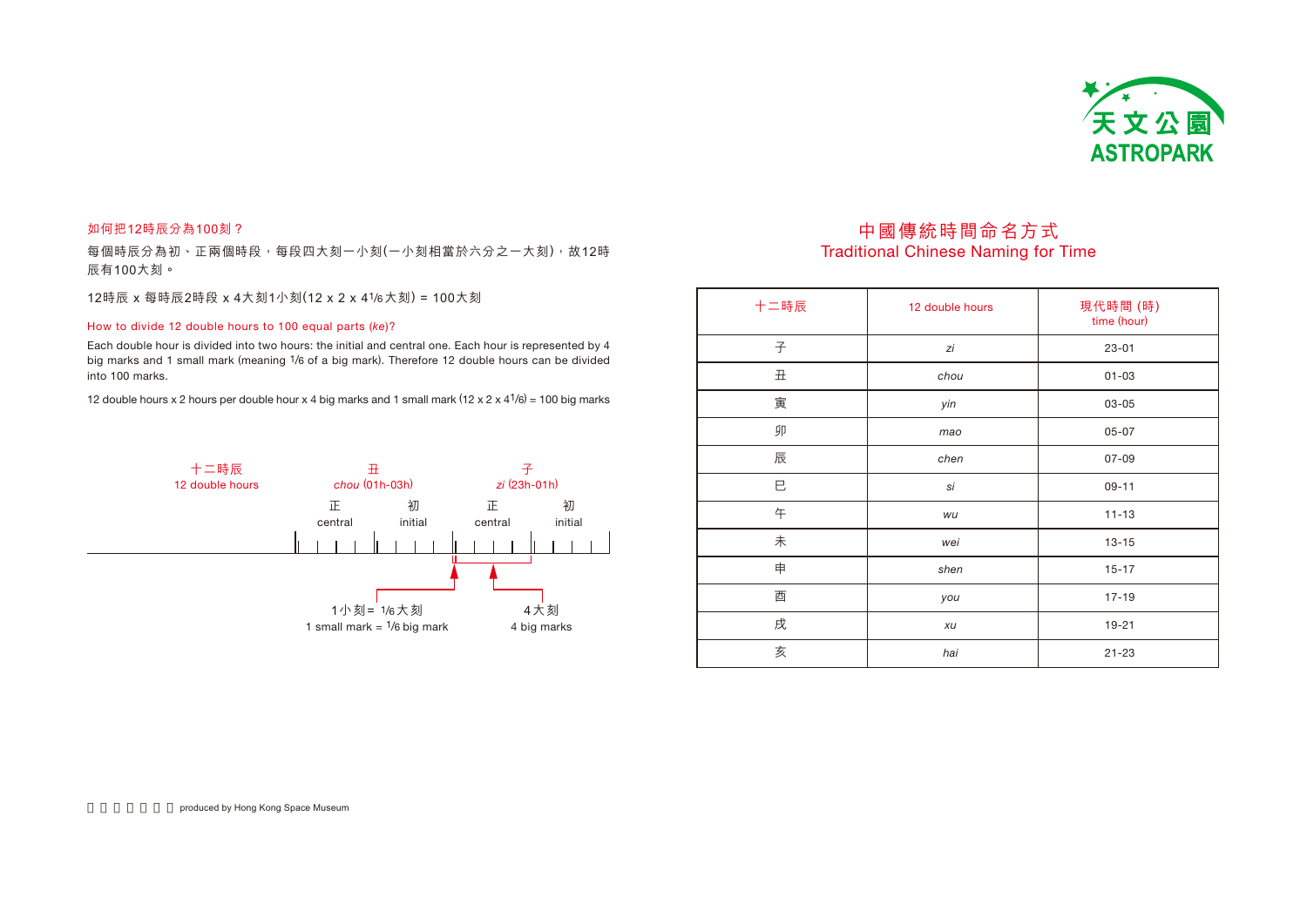## 中國傳統時間命名方式
## Traditional Chinese Naming for Time

如何把12時辰分為100刻？

每個時辰分為初、正兩個時段，每段四大刻一小刻(一小刻相當於六分之一大刻)，故12時辰有100大刻。

12時辰 x 每時辰2時段 x 4大刻1小刻(12 x 2 x 4 1/6 大刻) = 100大刻

How to divide 12 double hours to 100 equal parts (*ke*)?

Each double hour is divided into two hours: the initial and central one. Each hour is represented by 4 big marks and 1 small mark (meaning 1/6 of a big mark). Therefore 12 double hours can be divided into 100 marks.

12 double hours x 2 hours per double hour x 4 big marks and 1 small mark (12 x 2 x 4 1/6) = 100 big marks

十二時辰
12 double hours

丑
*chou* (01h-03h)
正 central　初 initial

子
*zi* (23h-01h)
正 central　初 initial

1小刻 = 1/6大刻
1 small mark = 1/6 big mark

4大刻
4 big marks

| 十二時辰 | 12 double hours | 現代時間 (時) time (hour) |
|---|---|---|
| 子 | *zi* | 23-01 |
| 丑 | *chou* | 01-03 |
| 寅 | *yin* | 03-05 |
| 卯 | *mao* | 05-07 |
| 辰 | *chen* | 07-09 |
| 巳 | *si* | 09-11 |
| 午 | *wu* | 11-13 |
| 未 | *wei* | 13-15 |
| 申 | *shen* | 15-17 |
| 酉 | *you* | 17-19 |
| 戌 | *xu* | 19-21 |
| 亥 | *hai* | 21-23 |

produced by Hong Kong Space Museum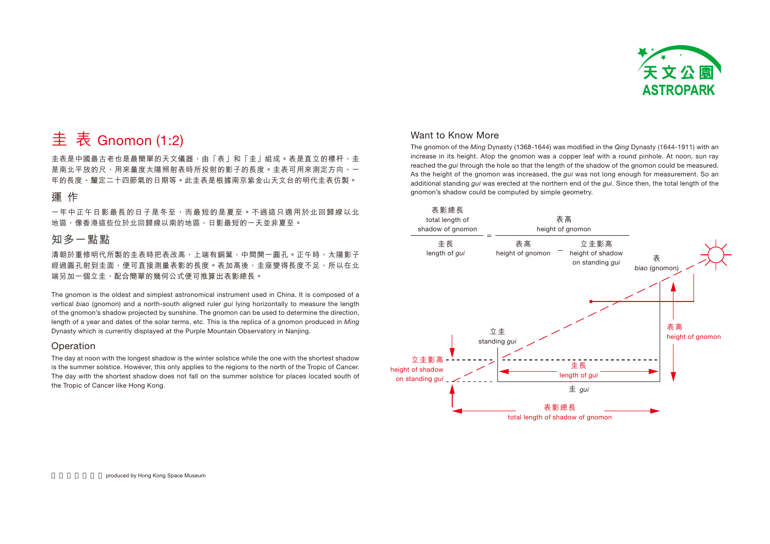# 圭 表 Gnomon (1:2)

圭表是中國最古老也是最簡單的天文儀器，由「表」和「圭」組成。表是直立的標杆，圭是南北平放的尺，用來量度太陽照射表時所投射的影子的長度。圭表可用來測定方向、一年的長度、釐定二十四節氣的日期等。此圭表是根據南京紫金山天文台的明代圭表仿製。

## 運 作

一年中正午日影最長的日子是冬至，而最短的是夏至。不過這只適用於北回歸線以北地區，像香港這些位於北回歸線以南的地區，日影最短的一天並非夏至。

## 知多一點點

清朝於重修明代所製的圭表時把表改高，上端有銅葉，中間開一圓孔。正午時，太陽影子經過圓孔射到圭面，便可直接測量表影的長度。表加高後，圭座變得長度不足，所以在北端另加一個立圭，配合簡單的幾何公式便可推算出表影總長。

The gnomon is the oldest and simplest astronomical instrument used in China. It is composed of a vertical *biao* (gnomon) and a north-south aligned ruler *gui* lying horizontally to measure the length of the gnomon's shadow projected by sunshine. The gnomon can be used to determine the direction, length of a year and dates of the solar terms, etc. This is the replica of a gnomon produced in *Ming* Dynasty which is currently displayed at the Purple Mountain Observatory in Nanjing.

## Operation

The day at noon with the longest shadow is the winter solstice while the one with the shortest shadow is the summer solstice. However, this only applies to the regions to the north of the Tropic of Cancer. The day with the shortest shadow does not fall on the summer solstice for places located south of the Tropic of Cancer like Hong Kong.

## Want to Know More

The gnomon of the *Ming* Dynasty (1368-1644) was modified in the *Qing* Dynasty (1644-1911) with an increase in its height. Atop the gnomon was a copper leaf with a round pinhole. At noon, sun ray reached the *gui* through the hole so that the length of the shadow of the gnomon could be measured. As the height of the gnomon was increased, the *gui* was not long enough for measurement. So an additional standing *gui* was erected at the northern end of the *gui*. Since then, the total length of the gnomon's shadow could be computed by simple geometry.

$$\frac{\text{表影總長 total length of shadow of gnomon}}{\text{圭長 length of } gui} = \frac{\text{表高 height of gnomon}}{\text{表高 height of gnomon} - \text{立圭影高 height of shadow on standing } gui}$$

表 *biao* (gnomon)

立圭 standing *gui*

立圭影高 height of shadow on standing *gui*

圭長 length of *gui*

表高 height of gnomon

圭 *gui*

表影總長 total length of shadow of gnomon

produced by Hong Kong Space Museum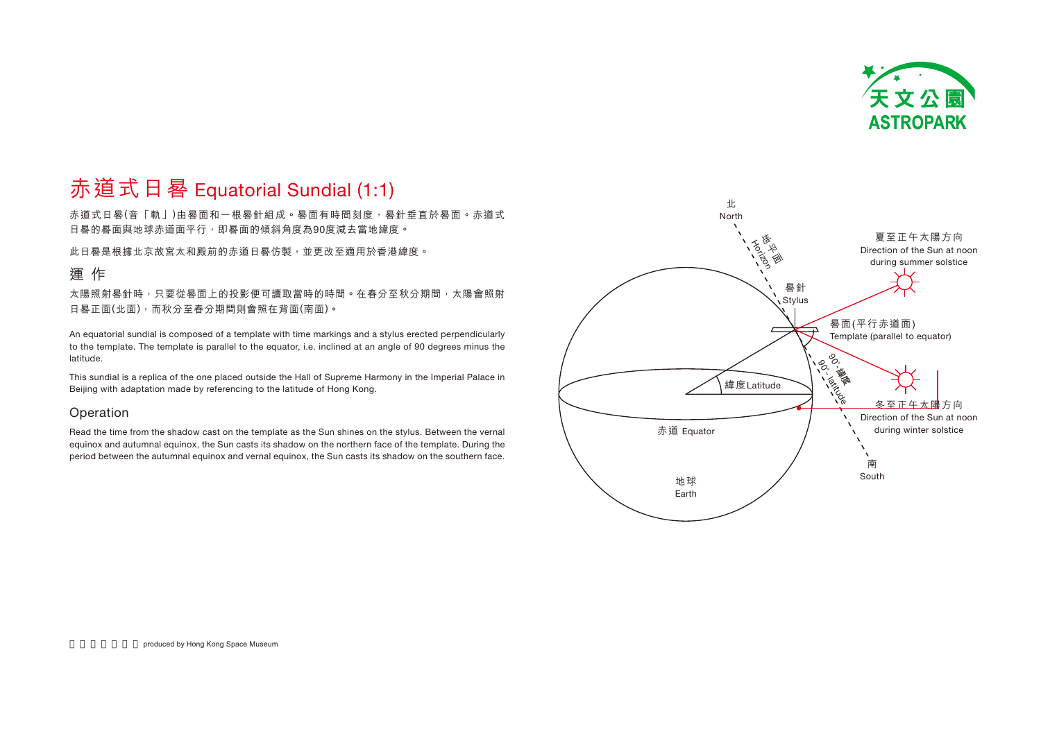# 赤道式日晷 Equatorial Sundial (1:1)

赤道式日晷(音「軌」)由晷面和一根晷針組成。晷面有時間刻度，晷針垂直於晷面。赤道式日晷的晷面與地球赤道面平行，即晷面的傾斜角度為90度減去當地緯度。

此日晷是根據北京故宮太和殿前的赤道日晷仿製，並更改至適用於香港緯度。

## 運 作

太陽照射晷針時，只要從晷面上的投影便可讀取當時的時間。在春分至秋分期間，太陽會照射日晷正面(北面)，而秋分至春分期間則會照在背面(南面)。

An equatorial sundial is composed of a template with time markings and a stylus erected perpendicularly to the template. The template is parallel to the equator, i.e. inclined at an angle of 90 degrees minus the latitude.

This sundial is a replica of the one placed outside the Hall of Supreme Harmony in the Imperial Palace in Beijing with adaptation made by referencing to the latitude of Hong Kong.

## Operation

Read the time from the shadow cast on the template as the Sun shines on the stylus. Between the vernal equinox and autumnal equinox, the Sun casts its shadow on the northern face of the template. During the period between the autumnal equinox and vernal equinox, the Sun casts its shadow on the southern face.

北 North

地平面 Horizon

晷針 Stylus

夏至正午太陽方向 Direction of the Sun at noon during summer solstice

晷面(平行赤道面) Template (parallel to equator)

90°-緯度 90°- latitude

緯度 Latitude

冬至正午太陽方向 Direction of the Sun at noon during winter solstice

赤道 Equator

南 South

地球 Earth

produced by Hong Kong Space Museum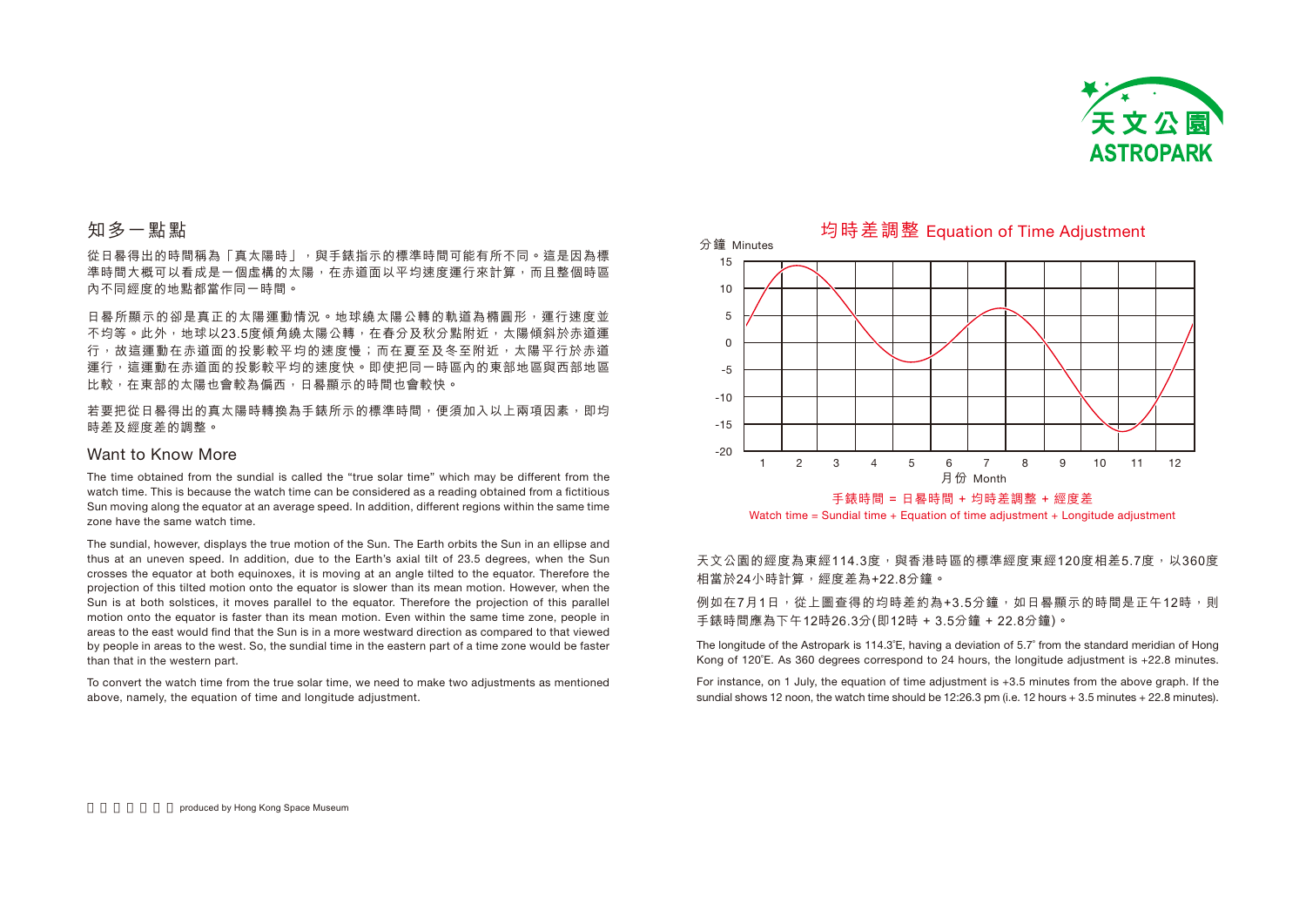## 知多一點點

從日晷得出的時間稱為「真太陽時」，與手錶指示的標準時間可能有所不同。這是因為標準時間大概可以看成是一個虛構的太陽，在赤道面以平均速度運行來計算，而且整個時區內不同經度的地點都當作同一時間。

日晷所顯示的卻是真正的太陽運動情況。地球繞太陽公轉的軌道為橢圓形，運行速度並不均等。此外，地球以23.5度傾角繞太陽公轉，在春分及秋分點附近，太陽傾斜於赤道運行，故這運動在赤道面的投影較平均的速度慢；而在夏至及冬至附近，太陽平行於赤道運行，這運動在赤道面的投影較平均的速度快。即使把同一時區內的東部地區與西部地區比較，在東部的太陽也會較為偏西，日晷顯示的時間也會較快。

若要把從日晷得出的真太陽時轉換為手錶所示的標準時間，便須加入以上兩項因素，即均時差及經度差的調整。

## Want to Know More

The time obtained from the sundial is called the "true solar time" which may be different from the watch time. This is because the watch time can be considered as a reading obtained from a fictitious Sun moving along the equator at an average speed. In addition, different regions within the same time zone have the same watch time.

The sundial, however, displays the true motion of the Sun. The Earth orbits the Sun in an ellipse and thus at an uneven speed. In addition, due to the Earth's axial tilt of 23.5 degrees, when the Sun crosses the equator at both equinoxes, it is moving at an angle tilted to the equator. Therefore the projection of this tilted motion onto the equator is slower than its mean motion. However, when the Sun is at both solstices, it moves parallel to the equator. Therefore the projection of this parallel motion onto the equator is faster than its mean motion. Even within the same time zone, people in areas to the east would find that the Sun is in a more westward direction as compared to that viewed by people in areas to the west. So, the sundial time in the eastern part of a time zone would be faster than that in the western part.

To convert the watch time from the true solar time, we need to make two adjustments as mentioned above, namely, the equation of time and longitude adjustment.

### 均時差調整 Equation of Time Adjustment

分鐘 Minutes (15, 10, 5, 0, -5, -10, -15, -20)

月份 Month (1–12)

手錶時間 = 日晷時間 + 均時差調整 + 經度差

Watch time = Sundial time + Equation of time adjustment + Longitude adjustment

天文公園的經度為東經114.3度，與香港時區的標準經度東經120度相差5.7度，以360度相當於24小時計算，經度差為+22.8分鐘。

例如在7月1日，從上圖查得的均時差約為+3.5分鐘，如日晷顯示的時間是正午12時，則手錶時間應為下午12時26.3分(即12時 + 3.5分鐘 + 22.8分鐘)。

The longitude of the Astropark is 114.3°E, having a deviation of 5.7° from the standard meridian of Hong Kong of 120°E. As 360 degrees correspond to 24 hours, the longitude adjustment is +22.8 minutes.

For instance, on 1 July, the equation of time adjustment is +3.5 minutes from the above graph. If the sundial shows 12 noon, the watch time should be 12:26.3 pm (i.e. 12 hours + 3.5 minutes + 22.8 minutes).

produced by Hong Kong Space Museum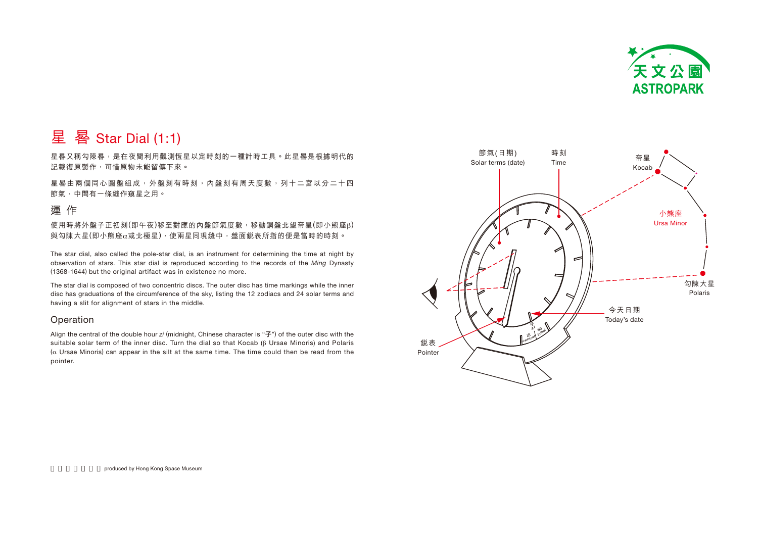# 星 晷 Star Dial (1:1)

星晷又稱勾陳晷，是在夜間利用觀測恆星以定時刻的一種計時工具。此星晷是根據明代的記載復原製作，可惜原物未能留傳下來。

星晷由兩個同心圓盤組成，外盤刻有時刻，內盤刻有周天度數，列十二宮以分二十四節氣，中間有一條縫作窺星之用。

## 運 作

使用時將外盤子正初刻(即午夜)移至對應的內盤節氣度數，移動銅盤北望帝星(即小熊座β)與勾陳大星(即小熊座α或北極星)，使兩星同現縫中，盤面銳表所指的便是當時的時刻。

The star dial, also called the pole-star dial, is an instrument for determining the time at night by observation of stars. This star dial is reproduced according to the records of the *Ming* Dynasty (1368-1644) but the original artifact was in existence no more.

The star dial is composed of two concentric discs. The outer disc has time markings while the inner disc has graduations of the circumference of the sky, listing the 12 zodiacs and 24 solar terms and having a slit for alignment of stars in the middle.

## Operation

Align the central of the double hour *zi* (midnight, Chinese character is "子") of the outer disc with the suitable solar term of the inner disc. Turn the dial so that Kocab (β Ursae Minoris) and Polaris (α Ursae Minoris) can appear in the silt at the same time. The time could then be read from the pointer.

節氣(日期) Solar terms (date)

時刻 Time

帝星 Kocab

小熊座 Ursa Minor

勾陳大星 Polaris

今天日期 Today's date

銳表 Pointer

produced by Hong Kong Space Museum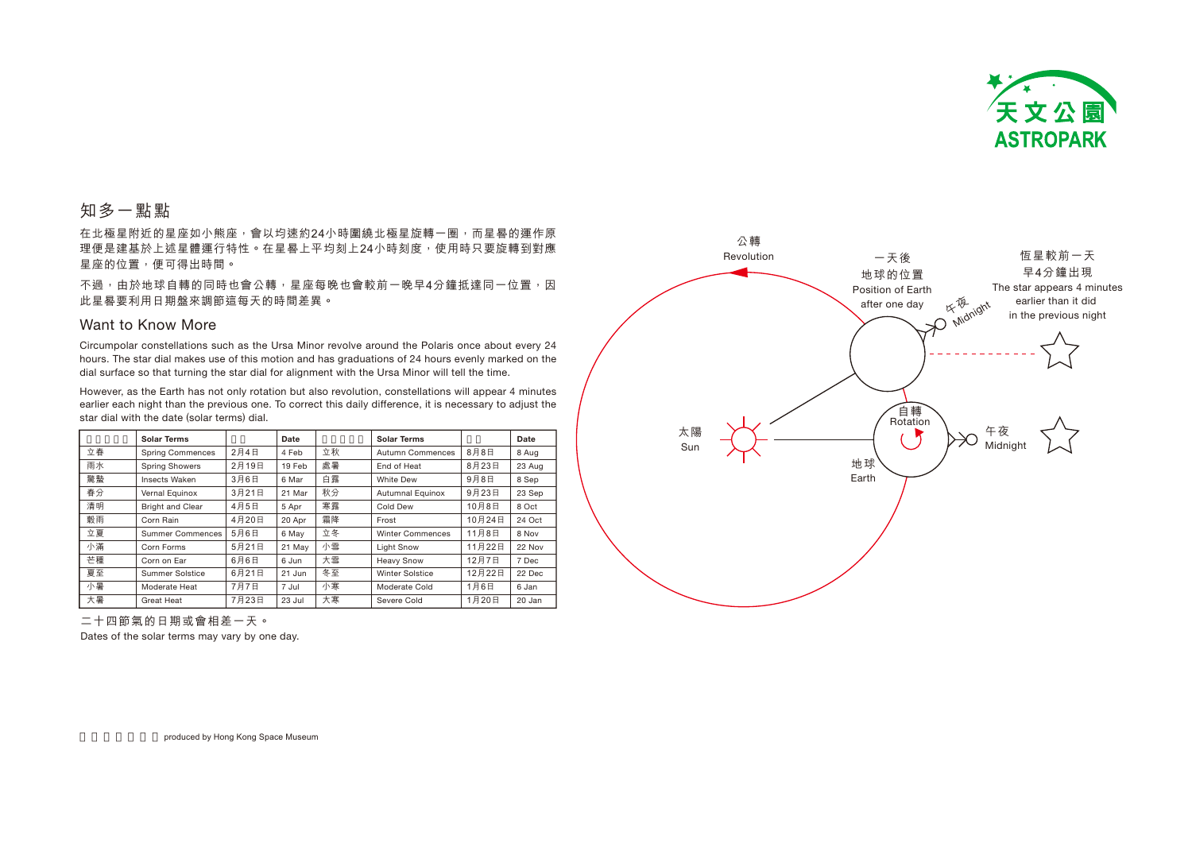## 知多一點點

在北極星附近的星座如小熊座，會以均速約24小時圍繞北極星旋轉一圈，而星晷的運作原理便是建基於上述星體運行特性。在星晷上平均刻上24小時刻度，使用時只要旋轉到對應星座的位置，便可得出時間。

不過，由於地球自轉的同時也會公轉，星座每晚也會較前一晚早4分鐘抵達同一位置，因此星晷要利用日期盤來調節這每天的時間差異。

## Want to Know More

Circumpolar constellations such as the Ursa Minor revolve around the Polaris once about every 24 hours. The star dial makes use of this motion and has graduations of 24 hours evenly marked on the dial surface so that turning the star dial for alignment with the Ursa Minor will tell the time.

However, as the Earth has not only rotation but also revolution, constellations will appear 4 minutes earlier each night than the previous one. To correct this daily difference, it is necessary to adjust the star dial with the date (solar terms) dial.

| 二十四節氣 | Solar Terms | 日期 | Date | 二十四節氣 | Solar Terms | 日期 | Date |
|---|---|---|---|---|---|---|---|
| 立春 | Spring Commences | 2月4日 | 4 Feb | 立秋 | Autumn Commences | 8月8日 | 8 Aug |
| 雨水 | Spring Showers | 2月19日 | 19 Feb | 處暑 | End of Heat | 8月23日 | 23 Aug |
| 驚蟄 | Insects Waken | 3月6日 | 6 Mar | 白露 | White Dew | 9月8日 | 8 Sep |
| 春分 | Vernal Equinox | 3月21日 | 21 Mar | 秋分 | Autumnal Equinox | 9月23日 | 23 Sep |
| 清明 | Bright and Clear | 4月5日 | 5 Apr | 寒露 | Cold Dew | 10月8日 | 8 Oct |
| 穀雨 | Corn Rain | 4月20日 | 20 Apr | 霜降 | Frost | 10月24日 | 24 Oct |
| 立夏 | Summer Commences | 5月6日 | 6 May | 立冬 | Winter Commences | 11月8日 | 8 Nov |
| 小滿 | Corn Forms | 5月21日 | 21 May | 小雪 | Light Snow | 11月22日 | 22 Nov |
| 芒種 | Corn on Ear | 6月6日 | 6 Jun | 大雪 | Heavy Snow | 12月7日 | 7 Dec |
| 夏至 | Summer Solstice | 6月21日 | 21 Jun | 冬至 | Winter Solstice | 12月22日 | 22 Dec |
| 小暑 | Moderate Heat | 7月7日 | 7 Jul | 小寒 | Moderate Cold | 1月6日 | 6 Jan |
| 大暑 | Great Heat | 7月23日 | 23 Jul | 大寒 | Severe Cold | 1月20日 | 20 Jan |

二十四節氣的日期或會相差一天。

Dates of the solar terms may vary by one day.

公轉
Revolution

一天後地球的位置
Position of Earth after one day

午夜 Midnight

恒星較前一天早4分鐘出現
The star appears 4 minutes earlier than it did in the previous night

太陽
Sun

自轉
Rotation

午夜
Midnight

地球
Earth

香港太空館製作 produced by Hong Kong Space Museum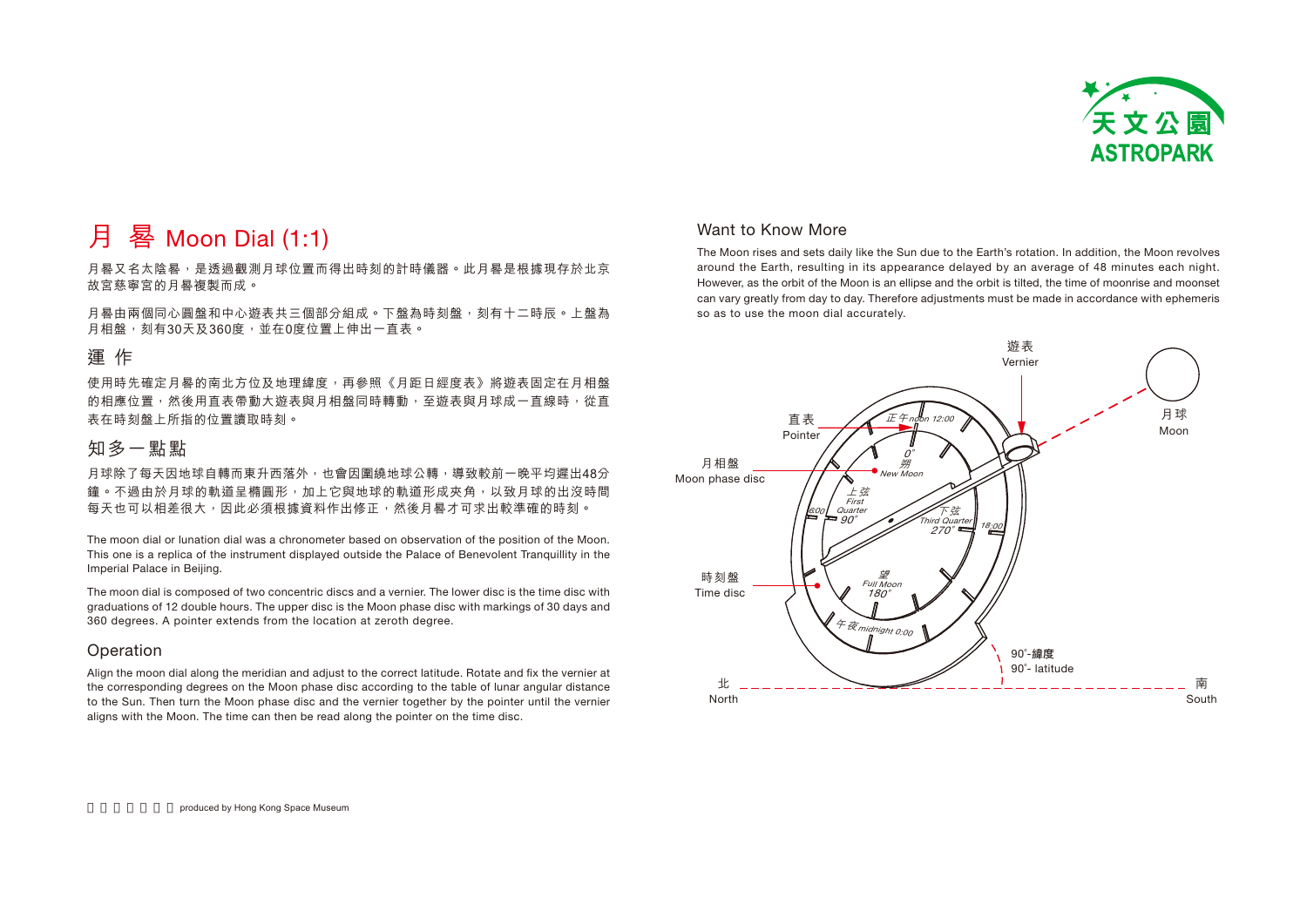# 月 晷 Moon Dial (1:1)

月晷又名太陰晷，是透過觀測月球位置而得出時刻的計時儀器。此月晷是根據現存於北京故宮慈寧宮的月晷複製而成。

月晷由兩個同心圓盤和中心遊表共三個部分組成。下盤為時刻盤，刻有十二時辰。上盤為月相盤，刻有30天及360度，並在0度位置上伸出一直表。

## 運 作

使用時先確定月晷的南北方位及地理緯度，再參照《月距日經度表》將遊表固定在月相盤的相應位置，然後用直表帶動大遊表與月相盤同時轉動，至遊表與月球成一直線時，從直表在時刻盤上所指的位置讀取時刻。

## 知多一點點

月球除了每天因地球自轉而東升西落外，也會因圍繞地球公轉，導致較前一晚平均遲出48分鐘。不過由於月球的軌道呈橢圓形，加上它與地球的軌道形成夾角，以致月球的出沒時間每天也可以相差很大，因此必須根據資料作出修正，然後月晷才可求出較準確的時刻。

The moon dial or lunation dial was a chronometer based on observation of the position of the Moon. This one is a replica of the instrument displayed outside the Palace of Benevolent Tranquillity in the Imperial Palace in Beijing.

The moon dial is composed of two concentric discs and a vernier. The lower disc is the time disc with graduations of 12 double hours. The upper disc is the Moon phase disc with markings of 30 days and 360 degrees. A pointer extends from the location at zeroth degree.

## Operation

Align the moon dial along the meridian and adjust to the correct latitude. Rotate and fix the vernier at the corresponding degrees on the Moon phase disc according to the table of lunar angular distance to the Sun. Then turn the Moon phase disc and the vernier together by the pointer until the vernier aligns with the Moon. The time can then be read along the pointer on the time disc.

## Want to Know More

The Moon rises and sets daily like the Sun due to the Earth's rotation. In addition, the Moon revolves around the Earth, resulting in its appearance delayed by an average of 48 minutes each night. However, as the orbit of the Moon is an ellipse and the orbit is tilted, the time of moonrise and moonset can vary greatly from day to day. Therefore adjustments must be made in accordance with ephemeris so as to use the moon dial accurately.

遊表 Vernier
直表 Pointer
月相盤 Moon phase disc
時刻盤 Time disc
月球 Moon
正午 noon 12:00
0° 朔 New Moon
上弦 First Quarter 90°
下弦 Third Quarter 270°
望 Full Moon 180°
午夜 midnight 0:00
6:00
18:00
90°-緯度 90°- latitude
北 North
南 South

produced by Hong Kong Space Museum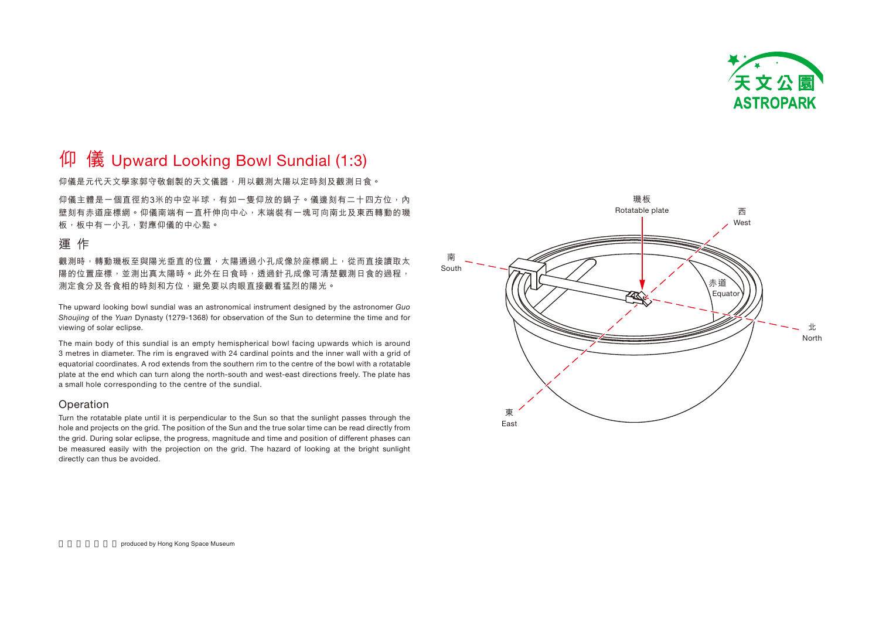天文公園
ASTROPARK

# 仰 儀 Upward Looking Bowl Sundial (1:3)

仰儀是元代天文學家郭守敬創製的天文儀器，用以觀測太陽以定時刻及觀測日食。

仰儀主體是一個直徑約3米的中空半球，有如一隻仰放的鍋子。儀邊刻有二十四方位，內壁刻有赤道座標網。仰儀南端有一直杆伸向中心，末端裝有一塊可向南北及東西轉動的璣板，板中有一小孔，對應仰儀的中心點。

## 運 作

觀測時，轉動璣板至與陽光垂直的位置，太陽通過小孔成像於座標網上，從而直接讀取太陽的位置座標，並測出真太陽時。此外在日食時，透過針孔成像可清楚觀測日食的過程，測定食分及各食相的時刻和方位，避免要以肉眼直接觀看猛烈的陽光。

The upward looking bowl sundial was an astronomical instrument designed by the astronomer *Guo Shoujing* of the *Yuan* Dynasty (1279-1368) for observation of the Sun to determine the time and for viewing of solar eclipse.

The main body of this sundial is an empty hemispherical bowl facing upwards which is around 3 metres in diameter. The rim is engraved with 24 cardinal points and the inner wall with a grid of equatorial coordinates. A rod extends from the southern rim to the centre of the bowl with a rotatable plate at the end which can turn along the north-south and west-east directions freely. The plate has a small hole corresponding to the centre of the sundial.

## Operation

Turn the rotatable plate until it is perpendicular to the Sun so that the sunlight passes through the hole and projects on the grid. The position of the Sun and the true solar time can be read directly from the grid. During solar eclipse, the progress, magnitude and time and position of different phases can be measured easily with the projection on the grid. The hazard of looking at the bright sunlight directly can thus be avoided.

璣板 Rotatable plate
西 West
南 South
赤道 Equator
北 North
東 East

produced by Hong Kong Space Museum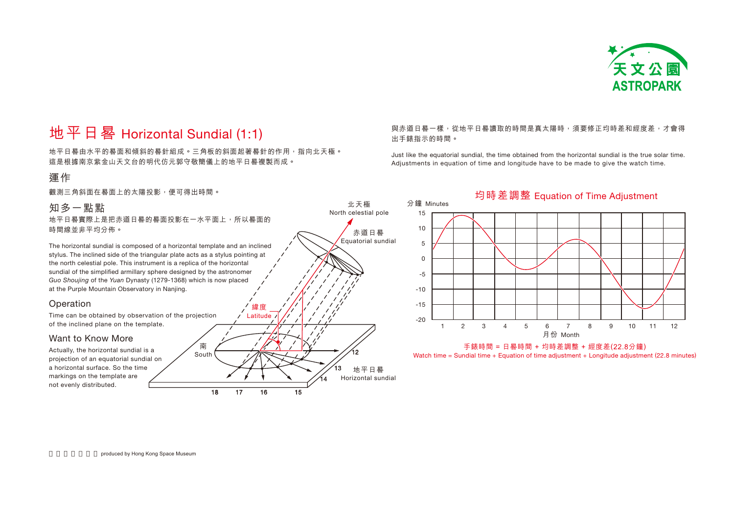# 地平日晷 Horizontal Sundial (1:1)

地平日晷由水平的晷面和傾斜的晷針組成。三角板的斜面起著晷針的作用，指向北天極。
這是根據南京紫金山天文台的明代仿元郭守敬簡儀上的地平日晷複製而成。

## 運作

觀測三角斜面在晷面上的太陽投影，便可得出時間。

## 知多一點點

地平日晷實際上是把赤道日晷的晷面投影在一水平面上，所以晷面的時間線並非平均分佈。

The horizontal sundial is composed of a horizontal template and an inclined stylus. The inclined side of the triangular plate acts as a stylus pointing at the north celestial pole. This instrument is a replica of the horizontal sundial of the simplified armillary sphere designed by the astronomer *Guo Shoujing* of the *Yuan* Dynasty (1279-1368) which is now placed at the Purple Mountain Observatory in Nanjing.

## Operation

Time can be obtained by observation of the projection of the inclined plane on the template.

## Want to Know More

Actually, the horizontal sundial is a projection of an equatorial sundial on a horizontal surface. So the time markings on the template are not evenly distributed.

北天極 North celestial pole

赤道日晷 Equatorial sundial

緯度 Latitude

南 South

地平日晷 Horizontal sundial

12 13 14 15 16 17 18

與赤道日晷一樣，從地平日晷讀取的時間是真太陽時，須要修正均時差和經度差，才會得出手錶指示的時間。

Just like the equatorial sundial, the time obtained from the horizontal sundial is the true solar time. Adjustments in equation of time and longitude have to be made to give the watch time.

## 均時差調整 Equation of Time Adjustment

分鐘 Minutes: 15, 10, 5, 0, -5, -10, -15, -20

月份 Month: 1, 2, 3, 4, 5, 6, 7, 8, 9, 10, 11, 12

手錶時間 = 日晷時間 + 均時差調整 + 經度差(22.8分鐘)

Watch time = Sundial time + Equation of time adjustment + Longitude adjustment (22.8 minutes)

produced by Hong Kong Space Museum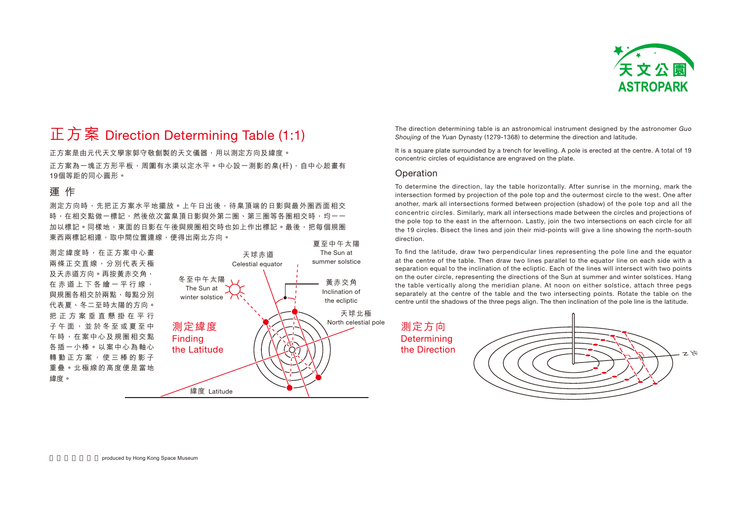# 正方案 Direction Determining Table (1:1)

正方案是由元代天文學家郭守敬創製的天文儀器，用以測定方向及緯度。

正方案為一塊正方形平板，周圍有水渠以定水平。中心設一測影的臬(杆)，自中心起畫有19個等距的同心圓形。

## 運 作

測定方向時，先把正方案水平地擺放。上午日出後，待臬頂端的日影與最外圈西面相交時，在相交點做一標記，然後依次當臬頂日影與外第二圈、第三圈等各圈相交時，均一一加以標記。同樣地，東面的日影在午後與規圈相交時也如上作出標記。最後，把每個規圈東西兩標記相連，取中間位置連線，便得出南北方向。

測定緯度時，在正方案中心畫兩條正交直線，分別代表天極及天赤道方向。再按黃赤交角，在赤道上下各繪一平行線，與規圈各相交於兩點，每點分別代表夏、冬二至時太陽的方向。把正方案垂直懸掛在平行子午面，並於冬至或夏至中午時，在案中心及規圈相交點各插一小棒。以案中心為軸心轉動正方案，使三棒的影子重疊。北極線的高度便是當地緯度。

測定緯度
Finding the Latitude

夏至中午太陽 The Sun at summer solstice
天球赤道 Celestial equator
冬至中午太陽 The Sun at winter solstice
黃赤交角 Inclination of the ecliptic
天球北極 North celestial pole
緯度 Latitude

The direction determining table is an astronomical instrument designed by the astronomer *Guo Shoujing* of the *Yuan* Dynasty (1279-1368) to determine the direction and latitude.

It is a square plate surrounded by a trench for levelling. A pole is erected at the centre. A total of 19 concentric circles of equidistance are engraved on the plate.

## Operation

To determine the direction, lay the table horizontally. After sunrise in the morning, mark the intersection formed by projection of the pole top and the outermost circle to the west. One after another, mark all intersections formed between projection (shadow) of the pole top and all the concentric circles. Similarly, mark all intersections made between the circles and projections of the pole top to the east in the afternoon. Lastly, join the two intersections on each circle for all the 19 circles. Bisect the lines and join their mid-points will give a line showing the north-south direction.

To find the latitude, draw two perpendicular lines representing the pole line and the equator at the centre of the table. Then draw two lines parallel to the equator line on each side with a separation equal to the inclination of the ecliptic. Each of the lines will intersect with two points on the outer circle, representing the directions of the Sun at summer and winter solstices. Hang the table vertically along the meridian plane. At noon on either solstice, attach three pegs separately at the centre of the table and the two intersecting points. Rotate the table on the centre until the shadows of the three pegs align. The then inclination of the pole line is the latitude.

測定方向
Determining the Direction

N 北

produced by Hong Kong Space Museum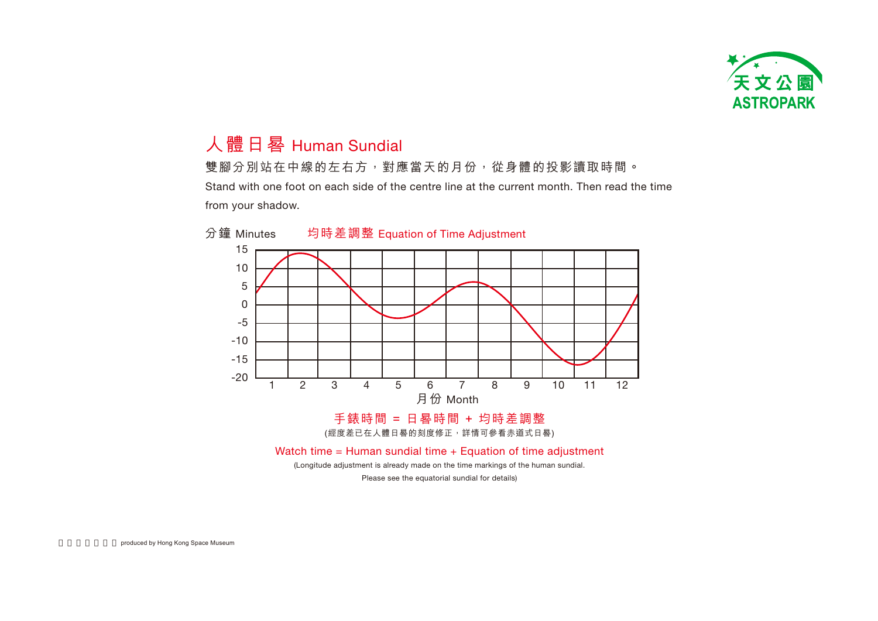天文公園
ASTROPARK

# 人體日晷 Human Sundial

雙腳分別站在中線的左右方，對應當天的月份，從身體的投影讀取時間。

Stand with one foot on each side of the centre line at the current month. Then read the time from your shadow.

分鐘 Minutes

均時差調整 Equation of Time Adjustment

15
10
5
0
-5
-10
-15
-20

1 2 3 4 5 6 7 8 9 10 11 12

月份 Month

手錶時間 = 日晷時間 + 均時差調整

(經度差已在人體日晷的刻度修正，詳情可參看赤道式日晷)

Watch time = Human sundial time + Equation of time adjustment

(Longitude adjustment is already made on the time markings of the human sundial.
Please see the equatorial sundial for details)

produced by Hong Kong Space Museum